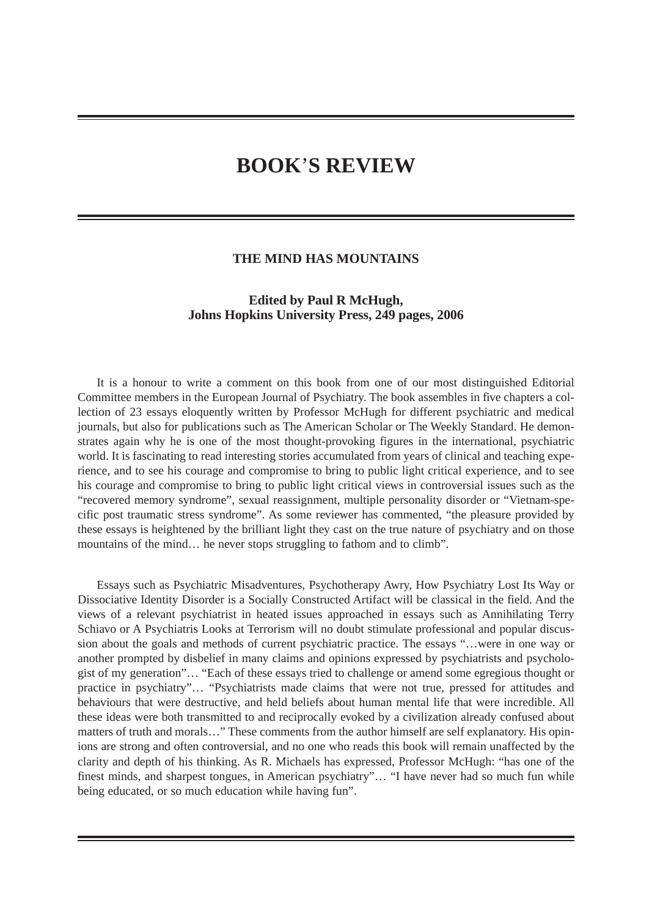# BOOK'S REVIEW

## THE MIND HAS MOUNTAINS

**Edited by Paul R McHugh,**
**Johns Hopkins University Press, 249 pages, 2006**

It is a honour to write a comment on this book from one of our most distinguished Editorial Committee members in the European Journal of Psychiatry. The book assembles in five chapters a collection of 23 essays eloquently written by Professor McHugh for different psychiatric and medical journals, but also for publications such as The American Scholar or The Weekly Standard. He demonstrates again why he is one of the most thought-provoking figures in the international, psychiatric world. It is fascinating to read interesting stories accumulated from years of clinical and teaching experience, and to see his courage and compromise to bring to public light critical experience, and to see his courage and compromise to bring to public light critical views in controversial issues such as the "recovered memory syndrome", sexual reassignment, multiple personality disorder or "Vietnam-specific post traumatic stress syndrome". As some reviewer has commented, "the pleasure provided by these essays is heightened by the brilliant light they cast on the true nature of psychiatry and on those mountains of the mind… he never stops struggling to fathom and to climb".

Essays such as Psychiatric Misadventures, Psychotherapy Awry, How Psychiatry Lost Its Way or Dissociative Identity Disorder is a Socially Constructed Artifact will be classical in the field. And the views of a relevant psychiatrist in heated issues approached in essays such as Annihilating Terry Schiavo or A Psychiatris Looks at Terrorism will no doubt stimulate professional and popular discussion about the goals and methods of current psychiatric practice. The essays "…were in one way or another prompted by disbelief in many claims and opinions expressed by psychiatrists and psychologist of my generation"… "Each of these essays tried to challenge or amend some egregious thought or practice in psychiatry"… "Psychiatrists made claims that were not true, pressed for attitudes and behaviours that were destructive, and held beliefs about human mental life that were incredible. All these ideas were both transmitted to and reciprocally evoked by a civilization already confused about matters of truth and morals…" These comments from the author himself are self explanatory. His opinions are strong and often controversial, and no one who reads this book will remain unaffected by the clarity and depth of his thinking. As R. Michaels has expressed, Professor McHugh: "has one of the finest minds, and sharpest tongues, in American psychiatry"… "I have never had so much fun while being educated, or so much education while having fun".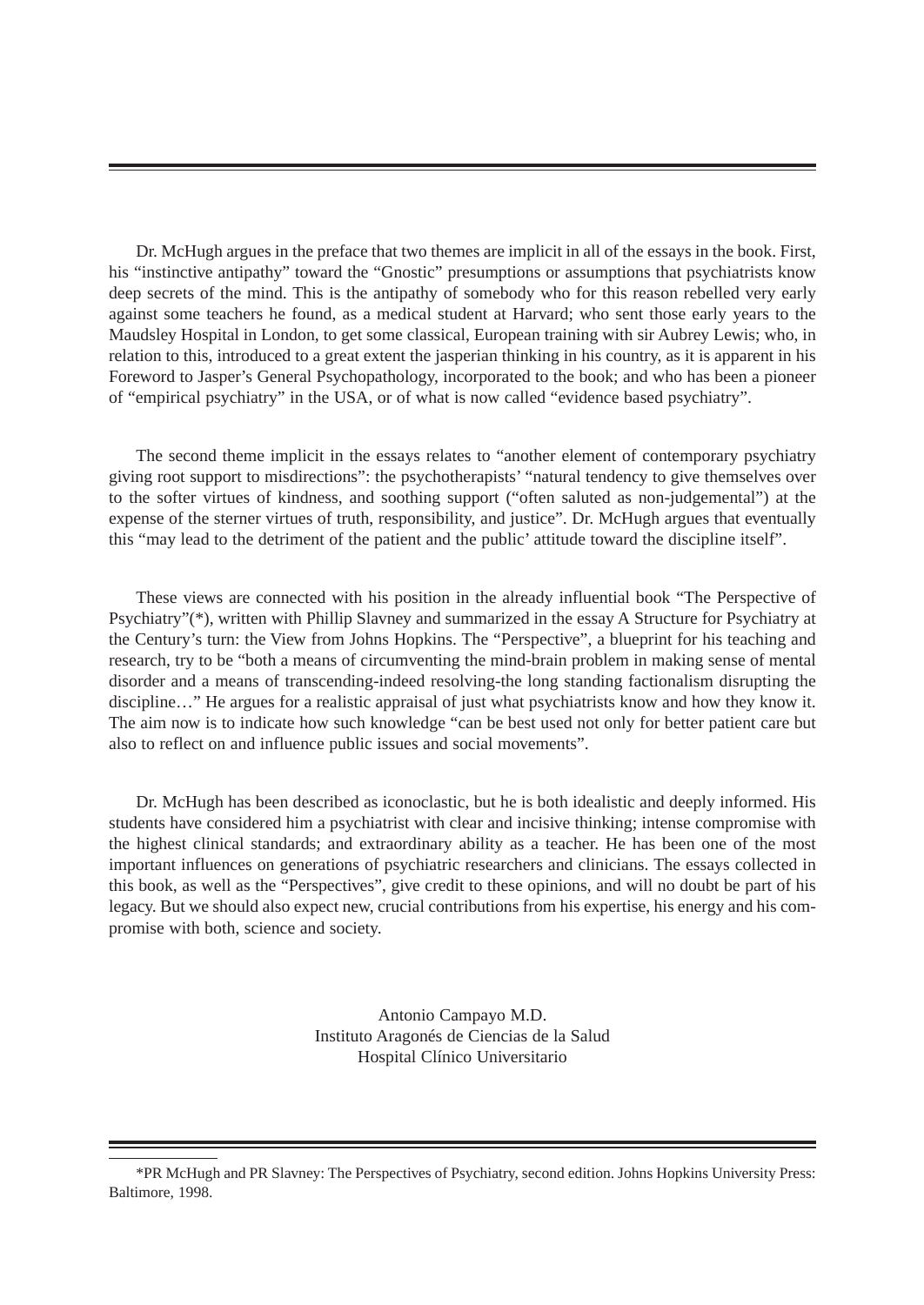Dr. McHugh argues in the preface that two themes are implicit in all of the essays in the book. First, his "instinctive antipathy" toward the "Gnostic" presumptions or assumptions that psychiatrists know deep secrets of the mind. This is the antipathy of somebody who for this reason rebelled very early against some teachers he found, as a medical student at Harvard; who sent those early years to the Maudsley Hospital in London, to get some classical, European training with sir Aubrey Lewis; who, in relation to this, introduced to a great extent the jasperian thinking in his country, as it is apparent in his Foreword to Jasper's General Psychopathology, incorporated to the book; and who has been a pioneer of "empirical psychiatry" in the USA, or of what is now called "evidence based psychiatry".

The second theme implicit in the essays relates to "another element of contemporary psychiatry giving root support to misdirections": the psychotherapists' "natural tendency to give themselves over to the softer virtues of kindness, and soothing support ("often saluted as non-judgemental") at the expense of the sterner virtues of truth, responsibility, and justice". Dr. McHugh argues that eventually this "may lead to the detriment of the patient and the public' attitude toward the discipline itself".

These views are connected with his position in the already influential book "The Perspective of Psychiatry"(*), written with Phillip Slavney and summarized in the essay A Structure for Psychiatry at the Century's turn: the View from Johns Hopkins. The "Perspective", a blueprint for his teaching and research, try to be "both a means of circumventing the mind-brain problem in making sense of mental disorder and a means of transcending-indeed resolving-the long standing factionalism disrupting the discipline…" He argues for a realistic appraisal of just what psychiatrists know and how they know it. The aim now is to indicate how such knowledge "can be best used not only for better patient care but also to reflect on and influence public issues and social movements".

Dr. McHugh has been described as iconoclastic, but he is both idealistic and deeply informed. His students have considered him a psychiatrist with clear and incisive thinking; intense compromise with the highest clinical standards; and extraordinary ability as a teacher. He has been one of the most important influences on generations of psychiatric researchers and clinicians. The essays collected in this book, as well as the "Perspectives", give credit to these opinions, and will no doubt be part of his legacy. But we should also expect new, crucial contributions from his expertise, his energy and his compromise with both, science and society.

Antonio Campayo M.D.
Instituto Aragonés de Ciencias de la Salud
Hospital Clínico Universitario

---

*PR McHugh and PR Slavney: The Perspectives of Psychiatry, second edition. Johns Hopkins University Press: Baltimore, 1998.